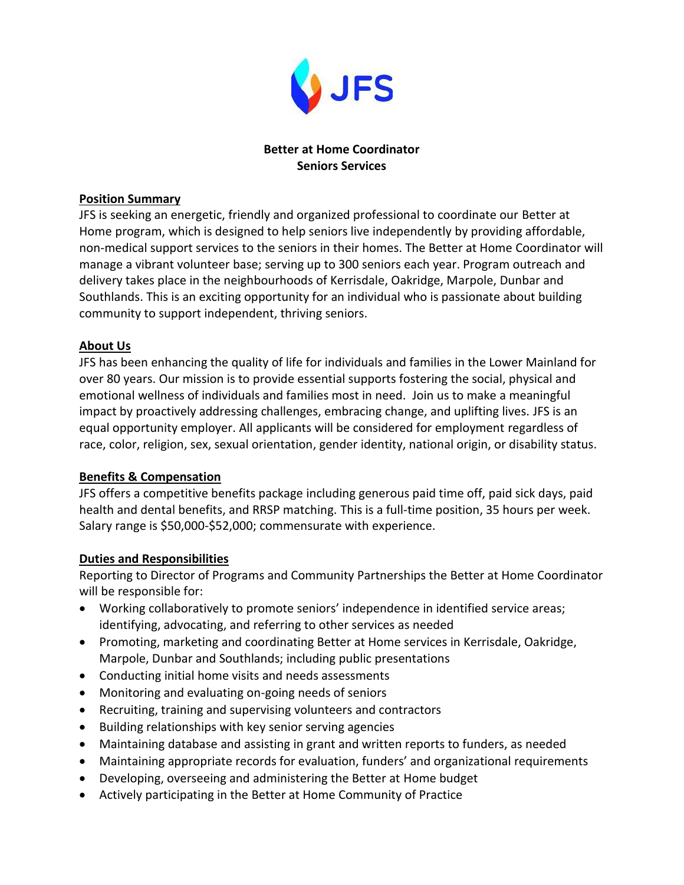# Better at Home Coordinator
## Seniors Services

### Position Summary

JFS is seeking an energetic, friendly and organized professional to coordinate our Better at Home program, which is designed to help seniors live independently by providing affordable, non-medical support services to the seniors in their homes. The Better at Home Coordinator will manage a vibrant volunteer base; serving up to 300 seniors each year. Program outreach and delivery takes place in the neighbourhoods of Kerrisdale, Oakridge, Marpole, Dunbar and Southlands. This is an exciting opportunity for an individual who is passionate about building community to support independent, thriving seniors.

### About Us

JFS has been enhancing the quality of life for individuals and families in the Lower Mainland for over 80 years. Our mission is to provide essential supports fostering the social, physical and emotional wellness of individuals and families most in need. Join us to make a meaningful impact by proactively addressing challenges, embracing change, and uplifting lives. JFS is an equal opportunity employer. All applicants will be considered for employment regardless of race, color, religion, sex, sexual orientation, gender identity, national origin, or disability status.

### Benefits & Compensation

JFS offers a competitive benefits package including generous paid time off, paid sick days, paid health and dental benefits, and RRSP matching. This is a full-time position, 35 hours per week. Salary range is $50,000-$52,000; commensurate with experience.

### Duties and Responsibilities

Reporting to Director of Programs and Community Partnerships the Better at Home Coordinator will be responsible for:

- Working collaboratively to promote seniors' independence in identified service areas; identifying, advocating, and referring to other services as needed
- Promoting, marketing and coordinating Better at Home services in Kerrisdale, Oakridge, Marpole, Dunbar and Southlands; including public presentations
- Conducting initial home visits and needs assessments
- Monitoring and evaluating on-going needs of seniors
- Recruiting, training and supervising volunteers and contractors
- Building relationships with key senior serving agencies
- Maintaining database and assisting in grant and written reports to funders, as needed
- Maintaining appropriate records for evaluation, funders' and organizational requirements
- Developing, overseeing and administering the Better at Home budget
- Actively participating in the Better at Home Community of Practice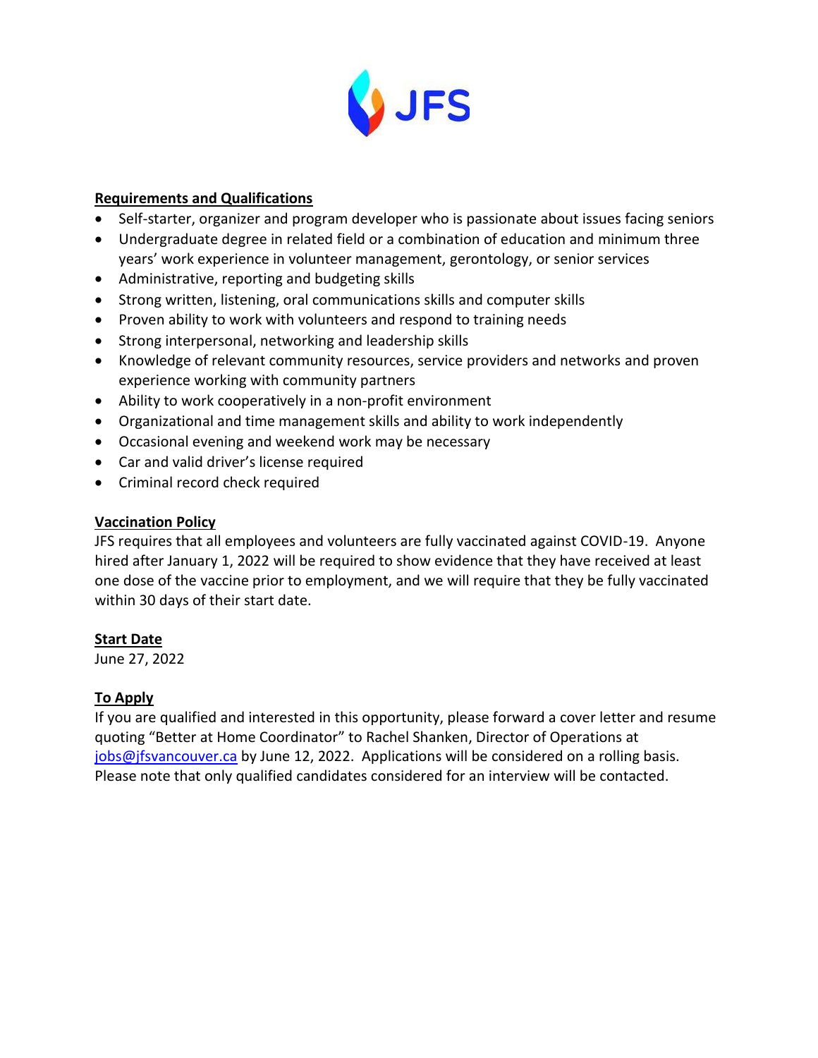JFS

**Requirements and Qualifications**

- Self-starter, organizer and program developer who is passionate about issues facing seniors
- Undergraduate degree in related field or a combination of education and minimum three years' work experience in volunteer management, gerontology, or senior services
- Administrative, reporting and budgeting skills
- Strong written, listening, oral communications skills and computer skills
- Proven ability to work with volunteers and respond to training needs
- Strong interpersonal, networking and leadership skills
- Knowledge of relevant community resources, service providers and networks and proven experience working with community partners
- Ability to work cooperatively in a non-profit environment
- Organizational and time management skills and ability to work independently
- Occasional evening and weekend work may be necessary
- Car and valid driver's license required
- Criminal record check required

**Vaccination Policy**

JFS requires that all employees and volunteers are fully vaccinated against COVID-19. Anyone hired after January 1, 2022 will be required to show evidence that they have received at least one dose of the vaccine prior to employment, and we will require that they be fully vaccinated within 30 days of their start date.

**Start Date**

June 27, 2022

**To Apply**

If you are qualified and interested in this opportunity, please forward a cover letter and resume quoting "Better at Home Coordinator" to Rachel Shanken, Director of Operations at jobs@jfsvancouver.ca by June 12, 2022. Applications will be considered on a rolling basis. Please note that only qualified candidates considered for an interview will be contacted.